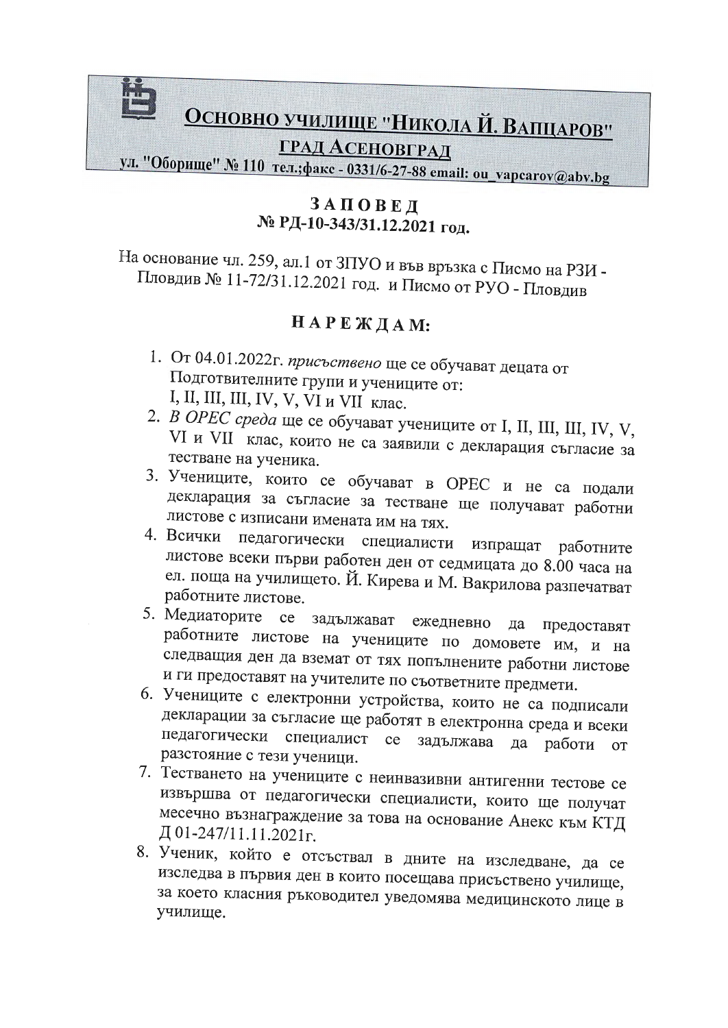# Основно училище "Никола Й. Вапцаров"

## град Асеновград

ул. "Оборище" № 110 тел.;факс - 0331/6-27-88 email: ou_vapcarov@abv.bg

## З А П О В Е Д
## № РД-10-343/31.12.2021 год.

На основание чл. 259, ал.1 от ЗПУО и във връзка с Писмо на РЗИ - Пловдив № 11-72/31.12.2021 год. и Писмо от РУО - Пловдив

## Н А Р Е Ж Д А М:

1. От 04.01.2022г. *присъствено* ще се обучават децата от Подготвителните групи и учениците от: I, II, III, III, IV, V, VI и VII клас.
2. *В ОРЕС среда* ще се обучават учениците от I, II, III, III, IV, V, VI и VII клас, които не са заявили с декларация съгласие за тестване на ученика.
3. Учениците, които се обучават в ОРЕС и не са подали декларация за съгласие за тестване ще получават работни листове с изписани имената им на тях.
4. Всички педагогически специалисти изпращат работните листове всеки първи работен ден от седмицата до 8.00 часа на ел. поща на училището. Й. Кирева и М. Вакрилова разпечатват работните листове.
5. Медиаторите се задължават ежедневно да предоставят работните листове на учениците по домовете им, и на следващия ден да вземат от тях попълнените работни листове и ги предоставят на учителите по съответните предмети.
6. Учениците с електронни устройства, които не са подписали декларации за съгласие ще работят в електронна среда и всеки педагогически специалист се задължава да работи от разстояние с тези ученици.
7. Тестването на учениците с неинвазивни антигенни тестове се извършва от педагогически специалисти, които ще получат месечно възнаграждение за това на основание Анекс към КТД Д 01-247/11.11.2021г.
8. Ученик, който е отсъствал в дните на изследване, да се изследва в първия ден в които посещава присъствено училище, за което класния ръководител уведомява медицинското лице в училище.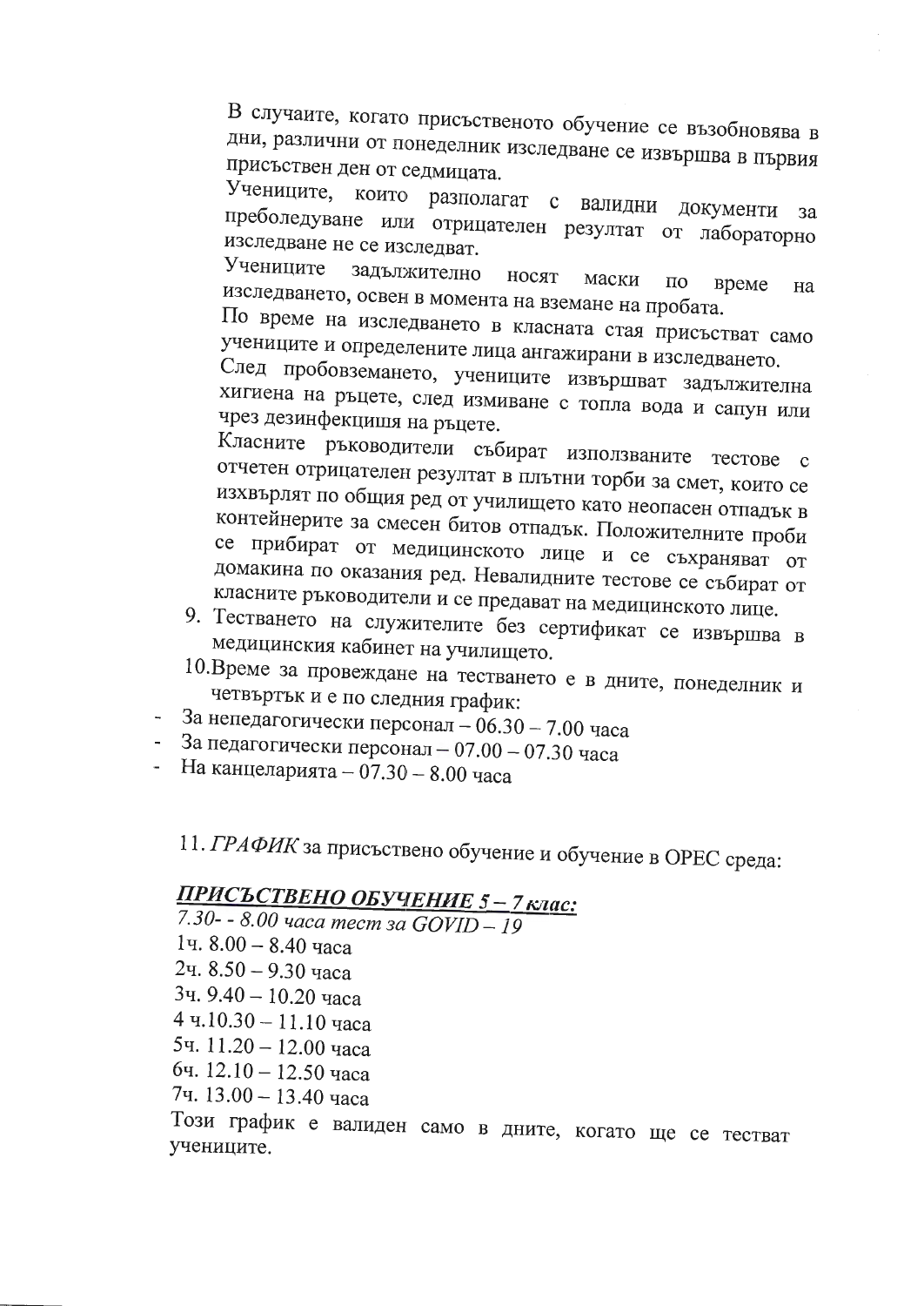В случаите, когато присъственото обучение се възобновява в дни, различни от понеделник изследване се извършва в първия присъствен ден от седмицата.

Учениците, които разполагат с валидни документи за преболедуване или отрицателен резултат от лабораторно изследване не се изследват.

Учениците задължително носят маски по време на изследването, освен в момента на вземане на пробата.

По време на изследването в класната стая присъстват само учениците и определените лица ангажирани в изследването.

След пробовземането, учениците извършват задължителна хигиена на ръцете, след измиване с топла вода и сапун или чрез дезинфекцишя на ръцете.

Класните ръководители събират използваните тестове с отчетен отрицателен резултат в плътни торби за смет, които се изхвърлят по общия ред от училището като неопасен отпадък в контейнерите за смесен битов отпадък. Положителните проби се прибират от медицинското лице и се съхраняват от домакина по оказания ред. Невалидните тестове се събират от класните ръководители и се предават на медицинското лице.

9. Тестването на служителите без сертификат се извършва в медицинския кабинет на училището.
10. Време за провеждане на тестването е в дните, понеделник и четвъртък и е по следния график:

- За непедагогически персонал – 06.30 – 7.00 часа
- За педагогически персонал – 07.00 – 07.30 часа
- На канцеларията – 07.30 – 8.00 часа

11. *ГРАФИК* за присъствено обучение и обучение в ОРЕС среда:

***ПРИСЪСТВЕНО ОБУЧЕНИЕ 5 – 7 клас:***

*7.30- - 8.00 часа тест за GOVID – 19*

1ч. 8.00 – 8.40 часа

2ч. 8.50 – 9.30 часа

3ч. 9.40 – 10.20 часа

4 ч.10.30 – 11.10 часа

5ч. 11.20 – 12.00 часа

6ч. 12.10 – 12.50 часа

7ч. 13.00 – 13.40 часа

Този график е валиден само в дните, когато ще се тестват учениците.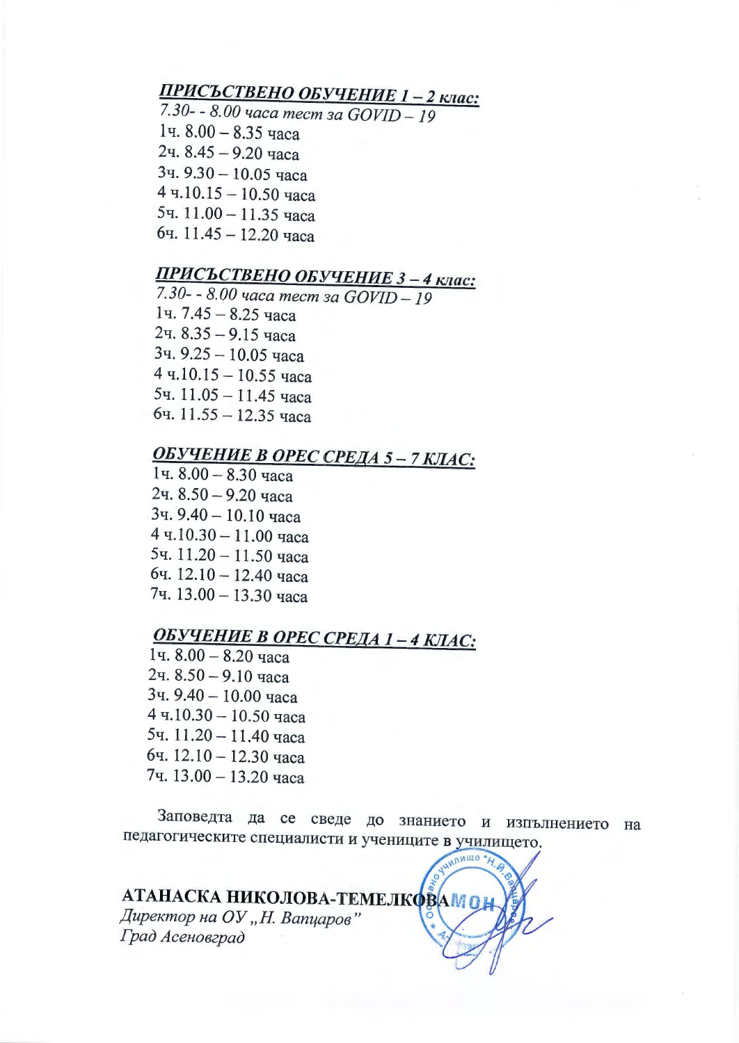***ПРИСЪСТВЕНО ОБУЧЕНИЕ 1 – 2 клас:***

*7.30- - 8.00 часа тест за GOVID – 19*

1ч. 8.00 – 8.35 часа

2ч. 8.45 – 9.20 часа

3ч. 9.30 – 10.05 часа

4 ч.10.15 – 10.50 часа

5ч. 11.00 – 11.35 часа

6ч. 11.45 – 12.20 часа

***ПРИСЪСТВЕНО ОБУЧЕНИЕ 3 – 4 клас:***

*7.30- - 8.00 часа тест за GOVID – 19*

1ч. 7.45 – 8.25 часа

2ч. 8.35 – 9.15 часа

3ч. 9.25 – 10.05 часа

4 ч.10.15 – 10.55 часа

5ч. 11.05 – 11.45 часа

6ч. 11.55 – 12.35 часа

***ОБУЧЕНИЕ В ОРЕС СРЕДА 5 – 7 КЛАС:***

1ч. 8.00 – 8.30 часа

2ч. 8.50 – 9.20 часа

3ч. 9.40 – 10.10 часа

4 ч.10.30 – 11.00 часа

5ч. 11.20 – 11.50 часа

6ч. 12.10 – 12.40 часа

7ч. 13.00 – 13.30 часа

***ОБУЧЕНИЕ В ОРЕС СРЕДА 1 – 4 КЛАС:***

1ч. 8.00 – 8.20 часа

2ч. 8.50 – 9.10 часа

3ч. 9.40 – 10.00 часа

4 ч.10.30 – 10.50 часа

5ч. 11.20 – 11.40 часа

6ч. 12.10 – 12.30 часа

7ч. 13.00 – 13.20 часа

Заповедта да се сведе до знанието и изпълнението на педагогическите специалисти и учениците в училището.

**АТАНАСКА НИКОЛОВА-ТЕМЕЛКОВА**

*Директор на ОУ „Н. Вапцаров"*

*Град Асеновград*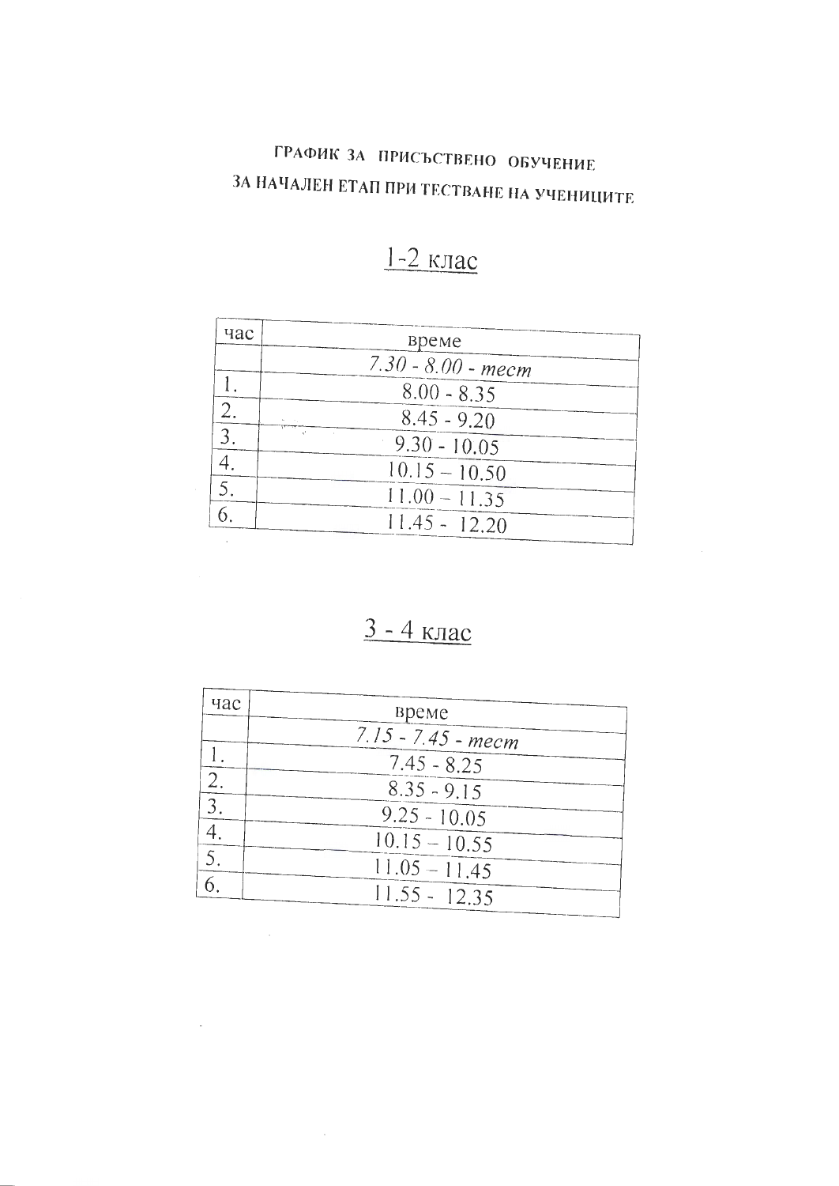# ГРАФИК ЗА ПРИСЪСТВЕНО ОБУЧЕНИЕ
# ЗА НАЧАЛЕН ЕТАП ПРИ ТЕСТВАНЕ НА УЧЕНИЦИТЕ

## 1-2 клас

| час | време |
|---|---|
| | *7.30 - 8.00 - тест* |
| 1. | 8.00 - 8.35 |
| 2. | 8.45 - 9.20 |
| 3. | 9.30 - 10.05 |
| 4. | 10.15 – 10.50 |
| 5. | 11.00 – 11.35 |
| 6. | 11.45 - 12.20 |

## 3 - 4 клас

| час | време |
|---|---|
| | *7.15 - 7.45 - тест* |
| 1. | 7.45 - 8.25 |
| 2. | 8.35 - 9.15 |
| 3. | 9.25 - 10.05 |
| 4. | 10.15 – 10.55 |
| 5. | 11.05 – 11.45 |
| 6. | 11.55 - 12.35 |